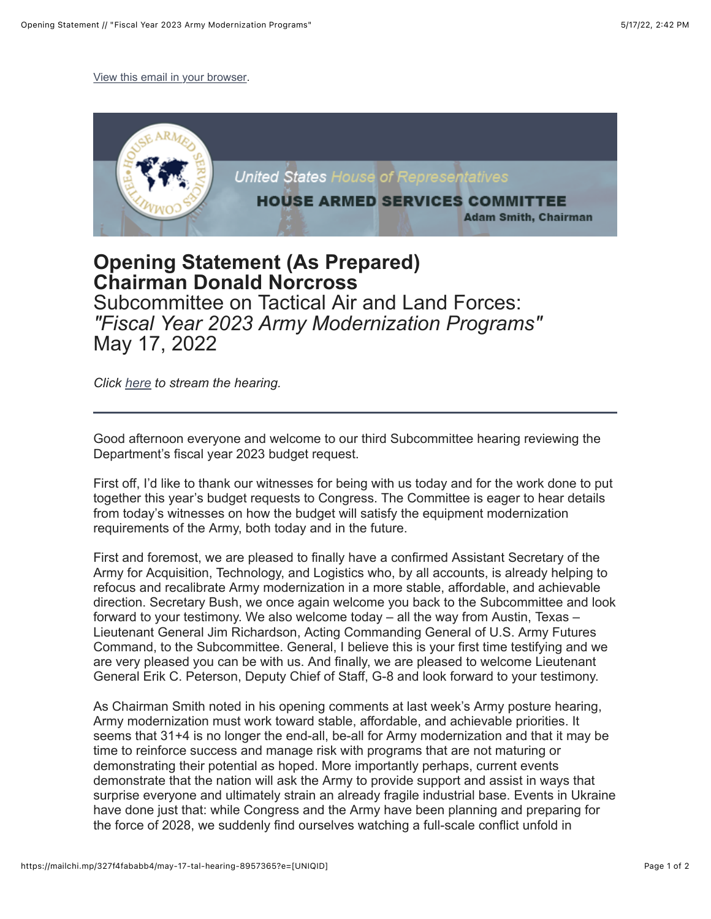View this email in your browser.

United States House of Representatives

HOUSE ARMED SERVICES COMMITTEE

Adam Smith, Chairman

# Opening Statement (As Prepared)
# Chairman Donald Norcross

## Subcommittee on Tactical Air and Land Forces: *"Fiscal Year 2023 Army Modernization Programs"* May 17, 2022

*Click here to stream the hearing.*

---

Good afternoon everyone and welcome to our third Subcommittee hearing reviewing the Department's fiscal year 2023 budget request.

First off, I'd like to thank our witnesses for being with us today and for the work done to put together this year's budget requests to Congress. The Committee is eager to hear details from today's witnesses on how the budget will satisfy the equipment modernization requirements of the Army, both today and in the future.

First and foremost, we are pleased to finally have a confirmed Assistant Secretary of the Army for Acquisition, Technology, and Logistics who, by all accounts, is already helping to refocus and recalibrate Army modernization in a more stable, affordable, and achievable direction. Secretary Bush, we once again welcome you back to the Subcommittee and look forward to your testimony. We also welcome today – all the way from Austin, Texas – Lieutenant General Jim Richardson, Acting Commanding General of U.S. Army Futures Command, to the Subcommittee. General, I believe this is your first time testifying and we are very pleased you can be with us. And finally, we are pleased to welcome Lieutenant General Erik C. Peterson, Deputy Chief of Staff, G-8 and look forward to your testimony.

As Chairman Smith noted in his opening comments at last week's Army posture hearing, Army modernization must work toward stable, affordable, and achievable priorities. It seems that 31+4 is no longer the end-all, be-all for Army modernization and that it may be time to reinforce success and manage risk with programs that are not maturing or demonstrating their potential as hoped. More importantly perhaps, current events demonstrate that the nation will ask the Army to provide support and assist in ways that surprise everyone and ultimately strain an already fragile industrial base. Events in Ukraine have done just that: while Congress and the Army have been planning and preparing for the force of 2028, we suddenly find ourselves watching a full-scale conflict unfold in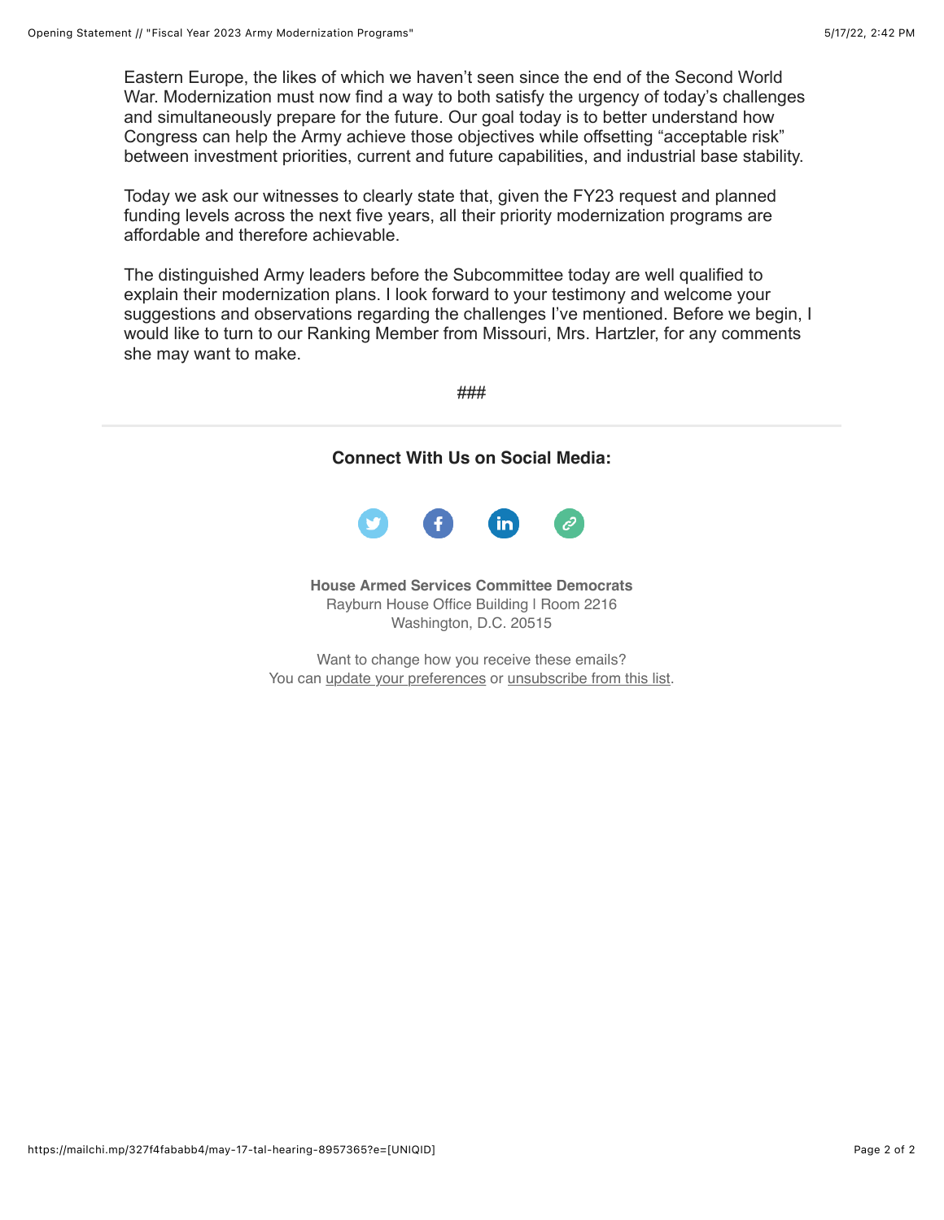Eastern Europe, the likes of which we haven't seen since the end of the Second World War. Modernization must now find a way to both satisfy the urgency of today's challenges and simultaneously prepare for the future. Our goal today is to better understand how Congress can help the Army achieve those objectives while offsetting "acceptable risk" between investment priorities, current and future capabilities, and industrial base stability.

Today we ask our witnesses to clearly state that, given the FY23 request and planned funding levels across the next five years, all their priority modernization programs are affordable and therefore achievable.

The distinguished Army leaders before the Subcommittee today are well qualified to explain their modernization plans. I look forward to your testimony and welcome your suggestions and observations regarding the challenges I've mentioned. Before we begin, I would like to turn to our Ranking Member from Missouri, Mrs. Hartzler, for any comments she may want to make.

###

---

**Connect With Us on Social Media:**

**House Armed Services Committee Democrats**
Rayburn House Office Building | Room 2216
Washington, D.C. 20515

Want to change how you receive these emails?
You can update your preferences or unsubscribe from this list.